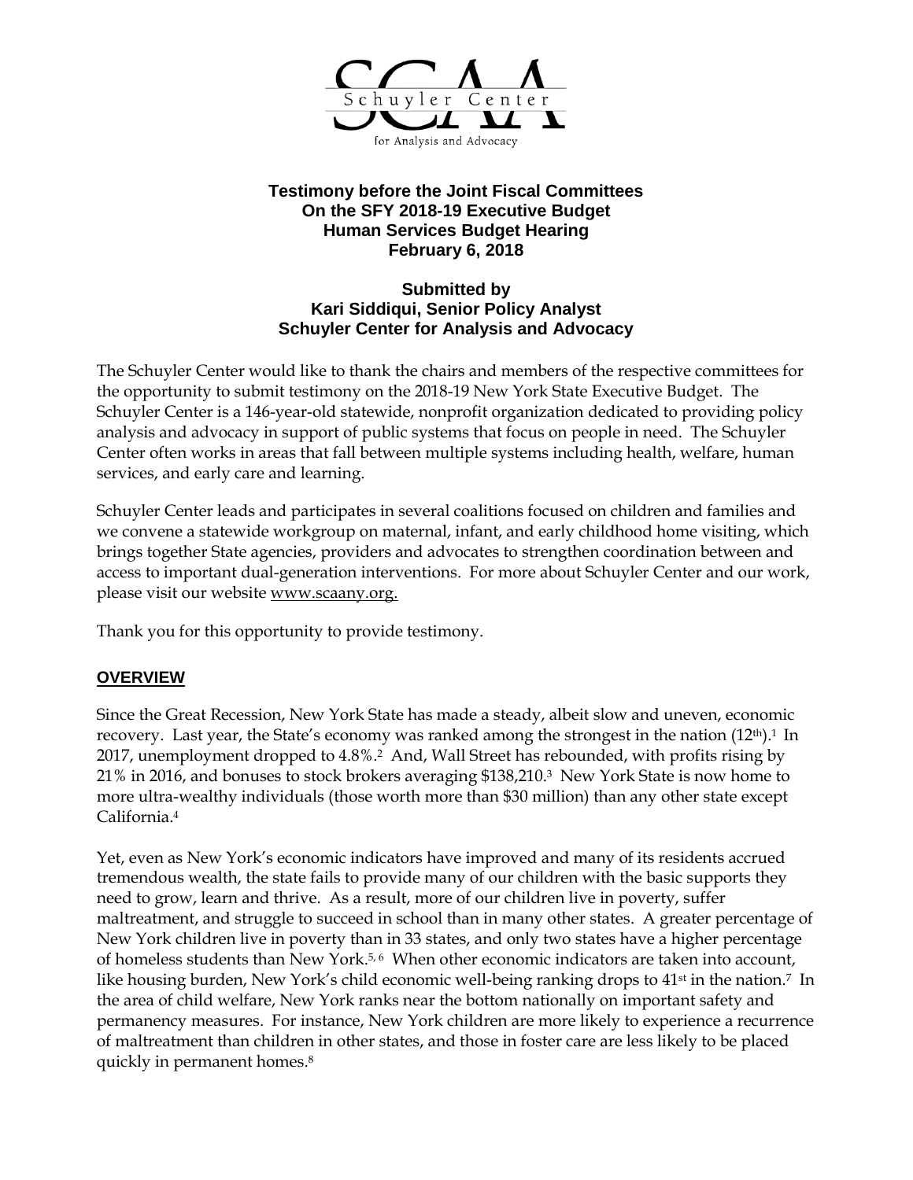Schuyler Center

for Analysis and Advocacy

**Testimony before the Joint Fiscal Committees**
**On the SFY 2018-19 Executive Budget**
**Human Services Budget Hearing**
**February 6, 2018**

**Submitted by**
**Kari Siddiqui, Senior Policy Analyst**
**Schuyler Center for Analysis and Advocacy**

The Schuyler Center would like to thank the chairs and members of the respective committees for the opportunity to submit testimony on the 2018-19 New York State Executive Budget. The Schuyler Center is a 146-year-old statewide, nonprofit organization dedicated to providing policy analysis and advocacy in support of public systems that focus on people in need. The Schuyler Center often works in areas that fall between multiple systems including health, welfare, human services, and early care and learning.

Schuyler Center leads and participates in several coalitions focused on children and families and we convene a statewide workgroup on maternal, infant, and early childhood home visiting, which brings together State agencies, providers and advocates to strengthen coordination between and access to important dual-generation interventions. For more about Schuyler Center and our work, please visit our website www.scaany.org.

Thank you for this opportunity to provide testimony.

## OVERVIEW

Since the Great Recession, New York State has made a steady, albeit slow and uneven, economic recovery. Last year, the State's economy was ranked among the strongest in the nation (12th).[1] In 2017, unemployment dropped to 4.8%.[2] And, Wall Street has rebounded, with profits rising by 21% in 2016, and bonuses to stock brokers averaging $138,210.[3] New York State is now home to more ultra-wealthy individuals (those worth more than $30 million) than any other state except California.[4]

Yet, even as New York's economic indicators have improved and many of its residents accrued tremendous wealth, the state fails to provide many of our children with the basic supports they need to grow, learn and thrive. As a result, more of our children live in poverty, suffer maltreatment, and struggle to succeed in school than in many other states. A greater percentage of New York children live in poverty than in 33 states, and only two states have a higher percentage of homeless students than New York.[5, 6] When other economic indicators are taken into account, like housing burden, New York's child economic well-being ranking drops to 41st in the nation.[7] In the area of child welfare, New York ranks near the bottom nationally on important safety and permanency measures. For instance, New York children are more likely to experience a recurrence of maltreatment than children in other states, and those in foster care are less likely to be placed quickly in permanent homes.[8]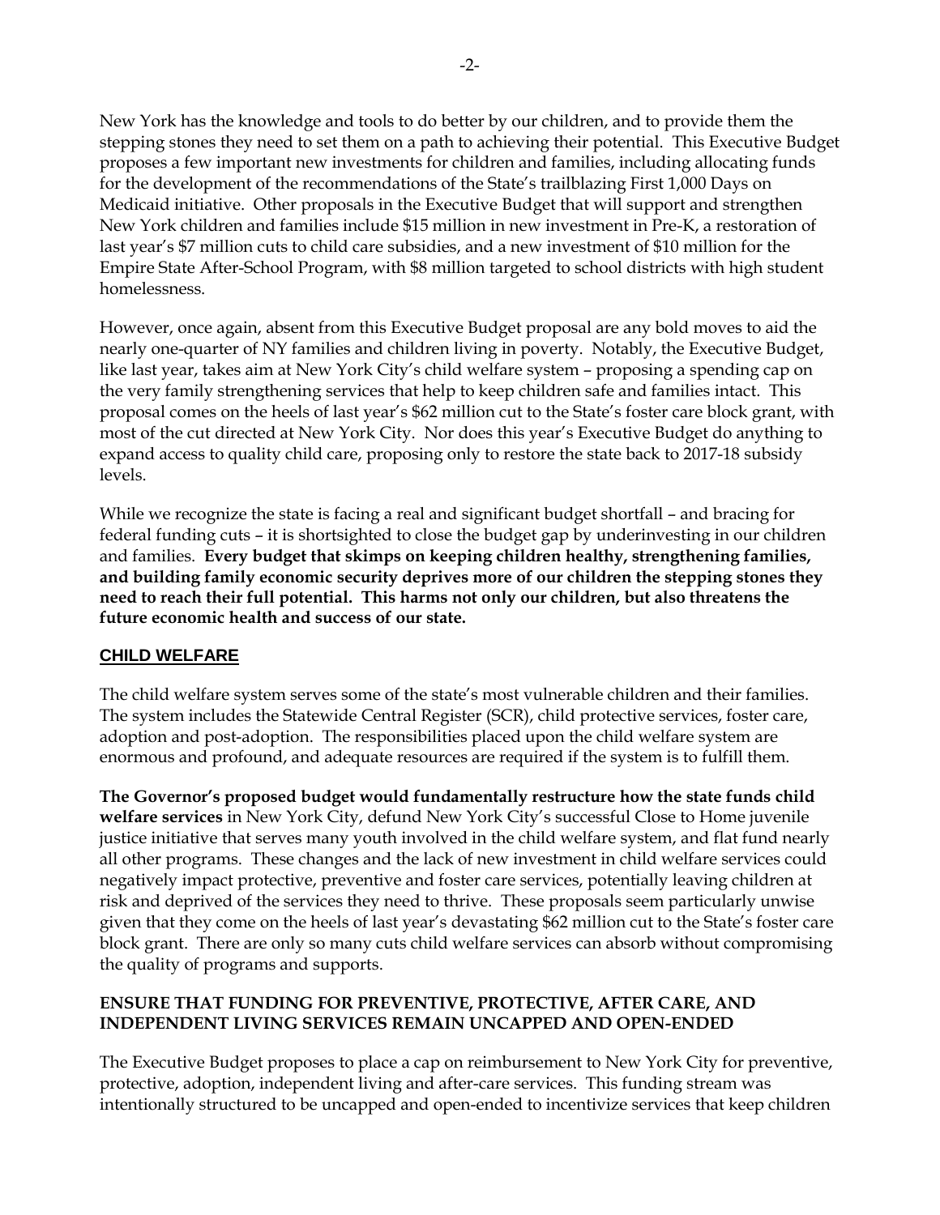New York has the knowledge and tools to do better by our children, and to provide them the stepping stones they need to set them on a path to achieving their potential. This Executive Budget proposes a few important new investments for children and families, including allocating funds for the development of the recommendations of the State's trailblazing First 1,000 Days on Medicaid initiative. Other proposals in the Executive Budget that will support and strengthen New York children and families include $15 million in new investment in Pre-K, a restoration of last year's $7 million cuts to child care subsidies, and a new investment of $10 million for the Empire State After-School Program, with $8 million targeted to school districts with high student homelessness.

However, once again, absent from this Executive Budget proposal are any bold moves to aid the nearly one-quarter of NY families and children living in poverty. Notably, the Executive Budget, like last year, takes aim at New York City's child welfare system – proposing a spending cap on the very family strengthening services that help to keep children safe and families intact. This proposal comes on the heels of last year's $62 million cut to the State's foster care block grant, with most of the cut directed at New York City. Nor does this year's Executive Budget do anything to expand access to quality child care, proposing only to restore the state back to 2017-18 subsidy levels.

While we recognize the state is facing a real and significant budget shortfall – and bracing for federal funding cuts – it is shortsighted to close the budget gap by underinvesting in our children and families. **Every budget that skimps on keeping children healthy, strengthening families, and building family economic security deprives more of our children the stepping stones they need to reach their full potential. This harms not only our children, but also threatens the future economic health and success of our state.**

## CHILD WELFARE

The child welfare system serves some of the state's most vulnerable children and their families. The system includes the Statewide Central Register (SCR), child protective services, foster care, adoption and post-adoption. The responsibilities placed upon the child welfare system are enormous and profound, and adequate resources are required if the system is to fulfill them.

**The Governor's proposed budget would fundamentally restructure how the state funds child welfare services** in New York City, defund New York City's successful Close to Home juvenile justice initiative that serves many youth involved in the child welfare system, and flat fund nearly all other programs. These changes and the lack of new investment in child welfare services could negatively impact protective, preventive and foster care services, potentially leaving children at risk and deprived of the services they need to thrive. These proposals seem particularly unwise given that they come on the heels of last year's devastating $62 million cut to the State's foster care block grant. There are only so many cuts child welfare services can absorb without compromising the quality of programs and supports.

### ENSURE THAT FUNDING FOR PREVENTIVE, PROTECTIVE, AFTER CARE, AND INDEPENDENT LIVING SERVICES REMAIN UNCAPPED AND OPEN-ENDED

The Executive Budget proposes to place a cap on reimbursement to New York City for preventive, protective, adoption, independent living and after-care services. This funding stream was intentionally structured to be uncapped and open-ended to incentivize services that keep children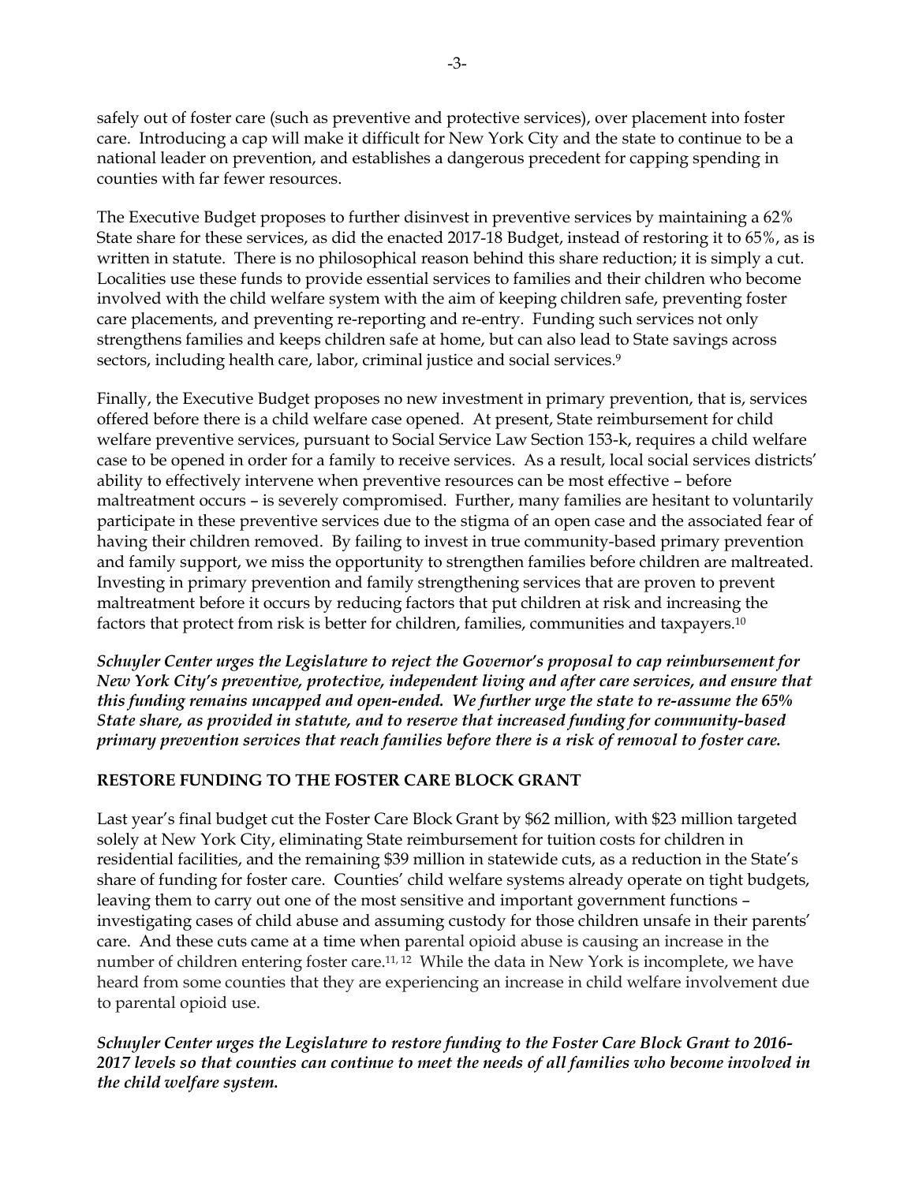safely out of foster care (such as preventive and protective services), over placement into foster care. Introducing a cap will make it difficult for New York City and the state to continue to be a national leader on prevention, and establishes a dangerous precedent for capping spending in counties with far fewer resources.

The Executive Budget proposes to further disinvest in preventive services by maintaining a 62% State share for these services, as did the enacted 2017-18 Budget, instead of restoring it to 65%, as is written in statute. There is no philosophical reason behind this share reduction; it is simply a cut. Localities use these funds to provide essential services to families and their children who become involved with the child welfare system with the aim of keeping children safe, preventing foster care placements, and preventing re-reporting and re-entry. Funding such services not only strengthens families and keeps children safe at home, but can also lead to State savings across sectors, including health care, labor, criminal justice and social services.[9]

Finally, the Executive Budget proposes no new investment in primary prevention, that is, services offered before there is a child welfare case opened. At present, State reimbursement for child welfare preventive services, pursuant to Social Service Law Section 153-k, requires a child welfare case to be opened in order for a family to receive services. As a result, local social services districts' ability to effectively intervene when preventive resources can be most effective – before maltreatment occurs – is severely compromised. Further, many families are hesitant to voluntarily participate in these preventive services due to the stigma of an open case and the associated fear of having their children removed. By failing to invest in true community-based primary prevention and family support, we miss the opportunity to strengthen families before children are maltreated. Investing in primary prevention and family strengthening services that are proven to prevent maltreatment before it occurs by reducing factors that put children at risk and increasing the factors that protect from risk is better for children, families, communities and taxpayers.[10]

***Schuyler Center urges the Legislature to reject the Governor's proposal to cap reimbursement for New York City's preventive, protective, independent living and after care services, and ensure that this funding remains uncapped and open-ended. We further urge the state to re-assume the 65% State share, as provided in statute, and to reserve that increased funding for community-based primary prevention services that reach families before there is a risk of removal to foster care.***

## RESTORE FUNDING TO THE FOSTER CARE BLOCK GRANT

Last year's final budget cut the Foster Care Block Grant by $62 million, with $23 million targeted solely at New York City, eliminating State reimbursement for tuition costs for children in residential facilities, and the remaining $39 million in statewide cuts, as a reduction in the State's share of funding for foster care. Counties' child welfare systems already operate on tight budgets, leaving them to carry out one of the most sensitive and important government functions – investigating cases of child abuse and assuming custody for those children unsafe in their parents' care. And these cuts came at a time when parental opioid abuse is causing an increase in the number of children entering foster care.[11, 12] While the data in New York is incomplete, we have heard from some counties that they are experiencing an increase in child welfare involvement due to parental opioid use.

***Schuyler Center urges the Legislature to restore funding to the Foster Care Block Grant to 2016-2017 levels so that counties can continue to meet the needs of all families who become involved in the child welfare system.***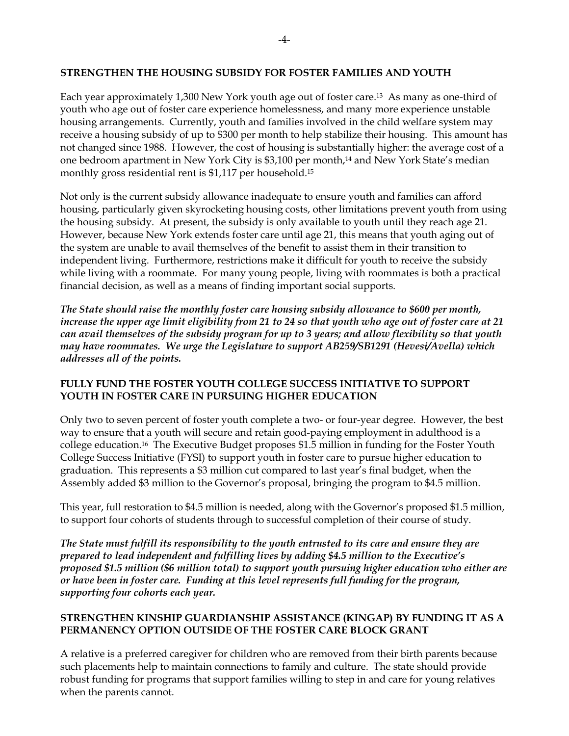## STRENGTHEN THE HOUSING SUBSIDY FOR FOSTER FAMILIES AND YOUTH

Each year approximately 1,300 New York youth age out of foster care.[13] As many as one-third of youth who age out of foster care experience homelessness, and many more experience unstable housing arrangements. Currently, youth and families involved in the child welfare system may receive a housing subsidy of up to $300 per month to help stabilize their housing. This amount has not changed since 1988. However, the cost of housing is substantially higher: the average cost of a one bedroom apartment in New York City is $3,100 per month,[14] and New York State's median monthly gross residential rent is $1,117 per household.[15]

Not only is the current subsidy allowance inadequate to ensure youth and families can afford housing, particularly given skyrocketing housing costs, other limitations prevent youth from using the housing subsidy. At present, the subsidy is only available to youth until they reach age 21. However, because New York extends foster care until age 21, this means that youth aging out of the system are unable to avail themselves of the benefit to assist them in their transition to independent living. Furthermore, restrictions make it difficult for youth to receive the subsidy while living with a roommate. For many young people, living with roommates is both a practical financial decision, as well as a means of finding important social supports.

***The State should raise the monthly foster care housing subsidy allowance to $600 per month, increase the upper age limit eligibility from 21 to 24 so that youth who age out of foster care at 21 can avail themselves of the subsidy program for up to 3 years; and allow flexibility so that youth may have roommates. We urge the Legislature to support AB259/SB1291 (Hevesi/Avella) which addresses all of the points.***

## FULLY FUND THE FOSTER YOUTH COLLEGE SUCCESS INITIATIVE TO SUPPORT YOUTH IN FOSTER CARE IN PURSUING HIGHER EDUCATION

Only two to seven percent of foster youth complete a two- or four-year degree. However, the best way to ensure that a youth will secure and retain good-paying employment in adulthood is a college education.[16] The Executive Budget proposes $1.5 million in funding for the Foster Youth College Success Initiative (FYSI) to support youth in foster care to pursue higher education to graduation. This represents a $3 million cut compared to last year's final budget, when the Assembly added $3 million to the Governor's proposal, bringing the program to $4.5 million.

This year, full restoration to $4.5 million is needed, along with the Governor's proposed $1.5 million, to support four cohorts of students through to successful completion of their course of study.

***The State must fulfill its responsibility to the youth entrusted to its care and ensure they are prepared to lead independent and fulfilling lives by adding $4.5 million to the Executive's proposed $1.5 million ($6 million total) to support youth pursuing higher education who either are or have been in foster care. Funding at this level represents full funding for the program, supporting four cohorts each year.***

## STRENGTHEN KINSHIP GUARDIANSHIP ASSISTANCE (KINGAP) BY FUNDING IT AS A PERMANENCY OPTION OUTSIDE OF THE FOSTER CARE BLOCK GRANT

A relative is a preferred caregiver for children who are removed from their birth parents because such placements help to maintain connections to family and culture. The state should provide robust funding for programs that support families willing to step in and care for young relatives when the parents cannot.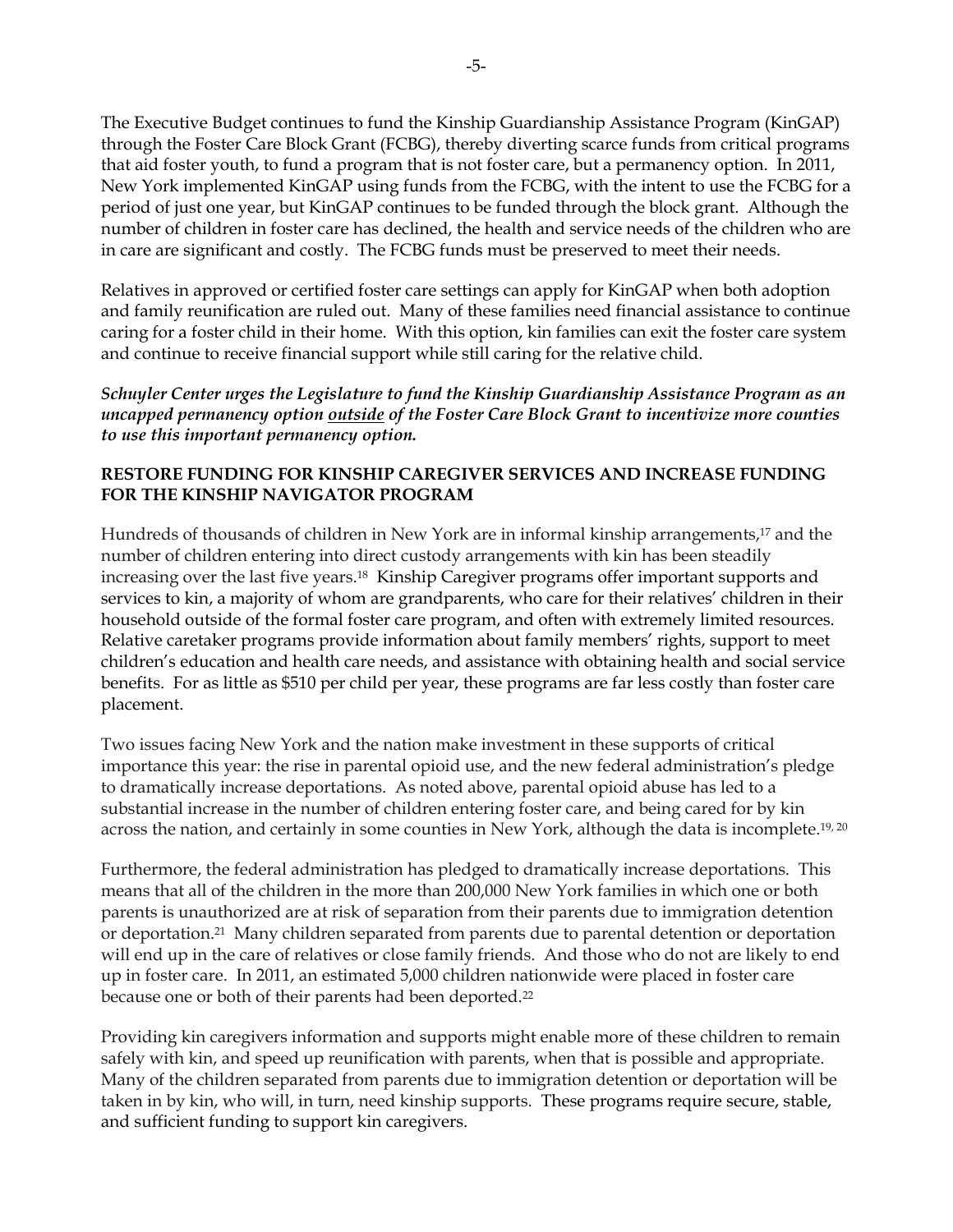The Executive Budget continues to fund the Kinship Guardianship Assistance Program (KinGAP) through the Foster Care Block Grant (FCBG), thereby diverting scarce funds from critical programs that aid foster youth, to fund a program that is not foster care, but a permanency option. In 2011, New York implemented KinGAP using funds from the FCBG, with the intent to use the FCBG for a period of just one year, but KinGAP continues to be funded through the block grant. Although the number of children in foster care has declined, the health and service needs of the children who are in care are significant and costly. The FCBG funds must be preserved to meet their needs.

Relatives in approved or certified foster care settings can apply for KinGAP when both adoption and family reunification are ruled out. Many of these families need financial assistance to continue caring for a foster child in their home. With this option, kin families can exit the foster care system and continue to receive financial support while still caring for the relative child.

***Schuyler Center urges the Legislature to fund the Kinship Guardianship Assistance Program as an uncapped permanency option <u>outside</u> of the Foster Care Block Grant to incentivize more counties to use this important permanency option.***

**RESTORE FUNDING FOR KINSHIP CAREGIVER SERVICES AND INCREASE FUNDING FOR THE KINSHIP NAVIGATOR PROGRAM**

Hundreds of thousands of children in New York are in informal kinship arrangements,[17] and the number of children entering into direct custody arrangements with kin has been steadily increasing over the last five years.[18] Kinship Caregiver programs offer important supports and services to kin, a majority of whom are grandparents, who care for their relatives' children in their household outside of the formal foster care program, and often with extremely limited resources. Relative caretaker programs provide information about family members' rights, support to meet children's education and health care needs, and assistance with obtaining health and social service benefits. For as little as $510 per child per year, these programs are far less costly than foster care placement.

Two issues facing New York and the nation make investment in these supports of critical importance this year: the rise in parental opioid use, and the new federal administration's pledge to dramatically increase deportations. As noted above, parental opioid abuse has led to a substantial increase in the number of children entering foster care, and being cared for by kin across the nation, and certainly in some counties in New York, although the data is incomplete.[19, 20]

Furthermore, the federal administration has pledged to dramatically increase deportations. This means that all of the children in the more than 200,000 New York families in which one or both parents is unauthorized are at risk of separation from their parents due to immigration detention or deportation.[21] Many children separated from parents due to parental detention or deportation will end up in the care of relatives or close family friends. And those who do not are likely to end up in foster care. In 2011, an estimated 5,000 children nationwide were placed in foster care because one or both of their parents had been deported.[22]

Providing kin caregivers information and supports might enable more of these children to remain safely with kin, and speed up reunification with parents, when that is possible and appropriate. Many of the children separated from parents due to immigration detention or deportation will be taken in by kin, who will, in turn, need kinship supports. These programs require secure, stable, and sufficient funding to support kin caregivers.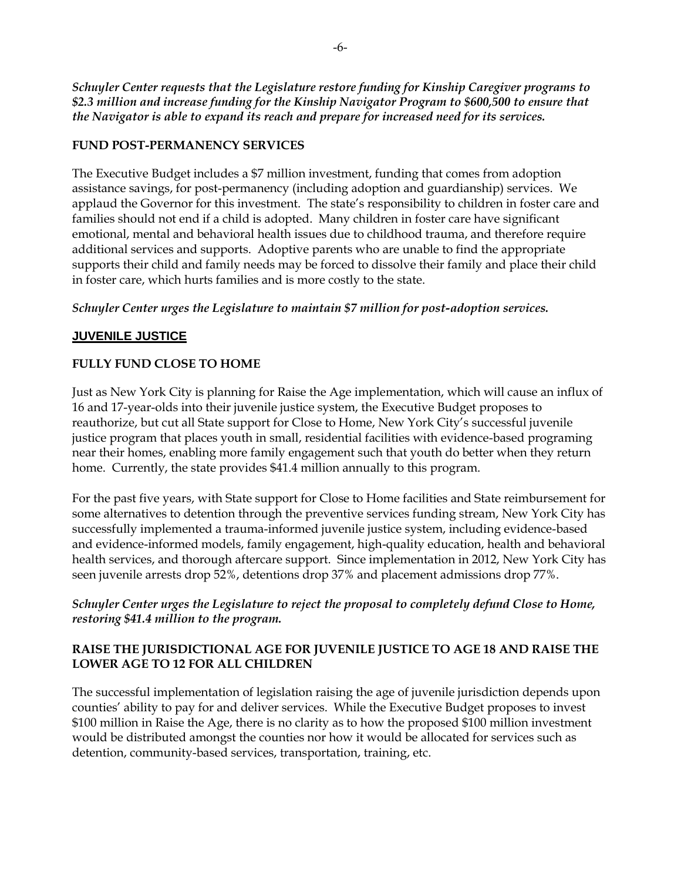***Schuyler Center requests that the Legislature restore funding for Kinship Caregiver programs to $2.3 million and increase funding for the Kinship Navigator Program to $600,500 to ensure that the Navigator is able to expand its reach and prepare for increased need for its services.***

### FUND POST-PERMANENCY SERVICES

The Executive Budget includes a $7 million investment, funding that comes from adoption assistance savings, for post-permanency (including adoption and guardianship) services. We applaud the Governor for this investment. The state's responsibility to children in foster care and families should not end if a child is adopted. Many children in foster care have significant emotional, mental and behavioral health issues due to childhood trauma, and therefore require additional services and supports. Adoptive parents who are unable to find the appropriate supports their child and family needs may be forced to dissolve their family and place their child in foster care, which hurts families and is more costly to the state.

***Schuyler Center urges the Legislature to maintain $7 million for post-adoption services.***

## JUVENILE JUSTICE

### FULLY FUND CLOSE TO HOME

Just as New York City is planning for Raise the Age implementation, which will cause an influx of 16 and 17-year-olds into their juvenile justice system, the Executive Budget proposes to reauthorize, but cut all State support for Close to Home, New York City's successful juvenile justice program that places youth in small, residential facilities with evidence-based programing near their homes, enabling more family engagement such that youth do better when they return home. Currently, the state provides $41.4 million annually to this program.

For the past five years, with State support for Close to Home facilities and State reimbursement for some alternatives to detention through the preventive services funding stream, New York City has successfully implemented a trauma-informed juvenile justice system, including evidence-based and evidence-informed models, family engagement, high-quality education, health and behavioral health services, and thorough aftercare support. Since implementation in 2012, New York City has seen juvenile arrests drop 52%, detentions drop 37% and placement admissions drop 77%.

***Schuyler Center urges the Legislature to reject the proposal to completely defund Close to Home, restoring $41.4 million to the program.***

### RAISE THE JURISDICTIONAL AGE FOR JUVENILE JUSTICE TO AGE 18 AND RAISE THE LOWER AGE TO 12 FOR ALL CHILDREN

The successful implementation of legislation raising the age of juvenile jurisdiction depends upon counties' ability to pay for and deliver services. While the Executive Budget proposes to invest $100 million in Raise the Age, there is no clarity as to how the proposed $100 million investment would be distributed amongst the counties nor how it would be allocated for services such as detention, community-based services, transportation, training, etc.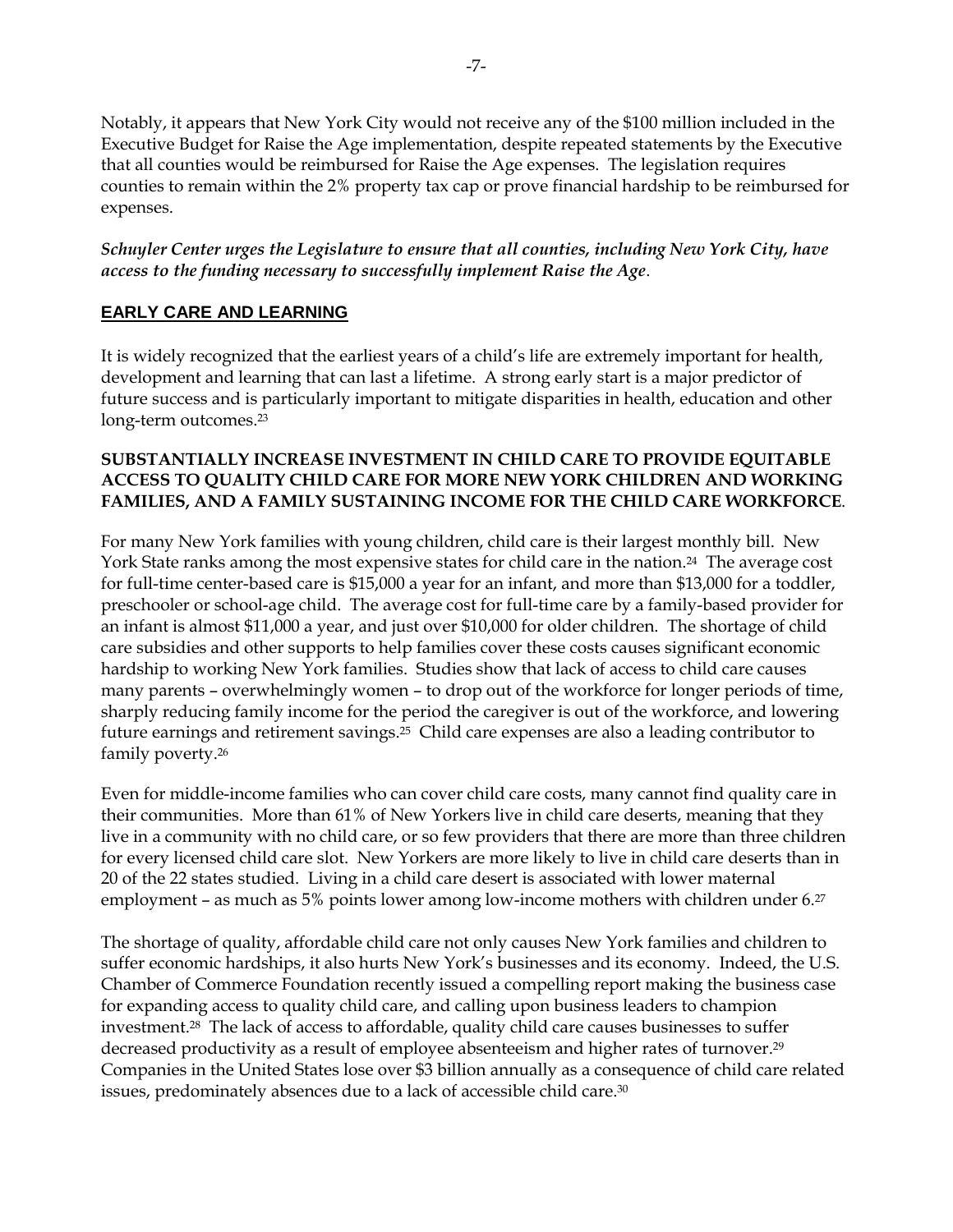Notably, it appears that New York City would not receive any of the $100 million included in the Executive Budget for Raise the Age implementation, despite repeated statements by the Executive that all counties would be reimbursed for Raise the Age expenses. The legislation requires counties to remain within the 2% property tax cap or prove financial hardship to be reimbursed for expenses.

***Schuyler Center urges the Legislature to ensure that all counties, including New York City, have access to the funding necessary to successfully implement Raise the Age*.**

## EARLY CARE AND LEARNING

It is widely recognized that the earliest years of a child's life are extremely important for health, development and learning that can last a lifetime. A strong early start is a major predictor of future success and is particularly important to mitigate disparities in health, education and other long-term outcomes.[23]

### SUBSTANTIALLY INCREASE INVESTMENT IN CHILD CARE TO PROVIDE EQUITABLE ACCESS TO QUALITY CHILD CARE FOR MORE NEW YORK CHILDREN AND WORKING FAMILIES, AND A FAMILY SUSTAINING INCOME FOR THE CHILD CARE WORKFORCE.

For many New York families with young children, child care is their largest monthly bill. New York State ranks among the most expensive states for child care in the nation.[24] The average cost for full-time center-based care is $15,000 a year for an infant, and more than $13,000 for a toddler, preschooler or school-age child. The average cost for full-time care by a family-based provider for an infant is almost $11,000 a year, and just over $10,000 for older children. The shortage of child care subsidies and other supports to help families cover these costs causes significant economic hardship to working New York families. Studies show that lack of access to child care causes many parents – overwhelmingly women – to drop out of the workforce for longer periods of time, sharply reducing family income for the period the caregiver is out of the workforce, and lowering future earnings and retirement savings.[25] Child care expenses are also a leading contributor to family poverty.[26]

Even for middle-income families who can cover child care costs, many cannot find quality care in their communities. More than 61% of New Yorkers live in child care deserts, meaning that they live in a community with no child care, or so few providers that there are more than three children for every licensed child care slot. New Yorkers are more likely to live in child care deserts than in 20 of the 22 states studied. Living in a child care desert is associated with lower maternal employment – as much as 5% points lower among low-income mothers with children under 6.[27]

The shortage of quality, affordable child care not only causes New York families and children to suffer economic hardships, it also hurts New York's businesses and its economy. Indeed, the U.S. Chamber of Commerce Foundation recently issued a compelling report making the business case for expanding access to quality child care, and calling upon business leaders to champion investment.[28] The lack of access to affordable, quality child care causes businesses to suffer decreased productivity as a result of employee absenteeism and higher rates of turnover.[29] Companies in the United States lose over $3 billion annually as a consequence of child care related issues, predominately absences due to a lack of accessible child care.[30]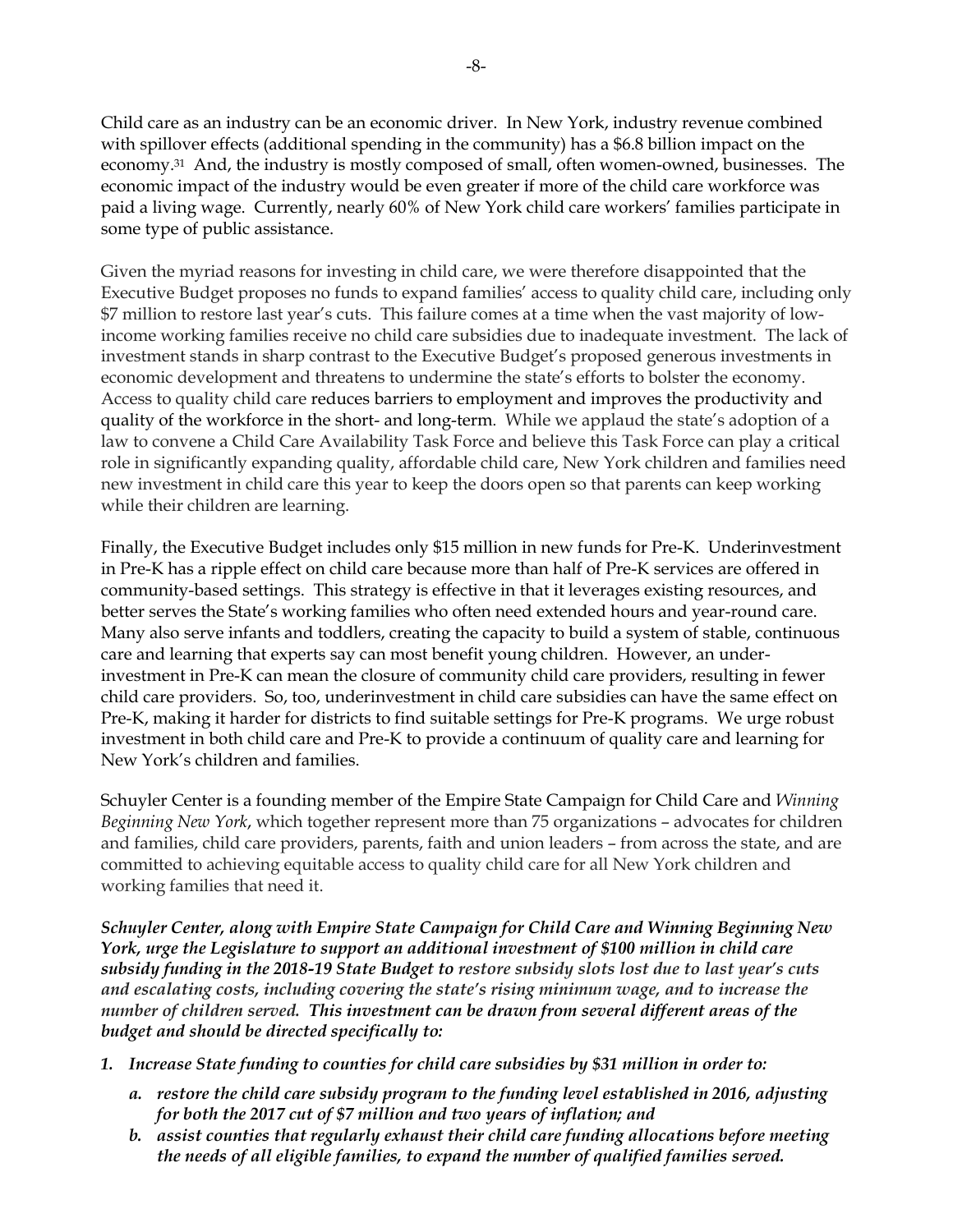Child care as an industry can be an economic driver. In New York, industry revenue combined with spillover effects (additional spending in the community) has a $6.8 billion impact on the economy.[31] And, the industry is mostly composed of small, often women-owned, businesses. The economic impact of the industry would be even greater if more of the child care workforce was paid a living wage. Currently, nearly 60% of New York child care workers' families participate in some type of public assistance.

Given the myriad reasons for investing in child care, we were therefore disappointed that the Executive Budget proposes no funds to expand families' access to quality child care, including only $7 million to restore last year's cuts. This failure comes at a time when the vast majority of low-income working families receive no child care subsidies due to inadequate investment. The lack of investment stands in sharp contrast to the Executive Budget's proposed generous investments in economic development and threatens to undermine the state's efforts to bolster the economy. Access to quality child care reduces barriers to employment and improves the productivity and quality of the workforce in the short- and long-term. While we applaud the state's adoption of a law to convene a Child Care Availability Task Force and believe this Task Force can play a critical role in significantly expanding quality, affordable child care, New York children and families need new investment in child care this year to keep the doors open so that parents can keep working while their children are learning.

Finally, the Executive Budget includes only $15 million in new funds for Pre-K. Underinvestment in Pre-K has a ripple effect on child care because more than half of Pre-K services are offered in community-based settings. This strategy is effective in that it leverages existing resources, and better serves the State's working families who often need extended hours and year-round care. Many also serve infants and toddlers, creating the capacity to build a system of stable, continuous care and learning that experts say can most benefit young children. However, an under-investment in Pre-K can mean the closure of community child care providers, resulting in fewer child care providers. So, too, underinvestment in child care subsidies can have the same effect on Pre-K, making it harder for districts to find suitable settings for Pre-K programs. We urge robust investment in both child care and Pre-K to provide a continuum of quality care and learning for New York's children and families.

Schuyler Center is a founding member of the Empire State Campaign for Child Care and *Winning Beginning New York*, which together represent more than 75 organizations – advocates for children and families, child care providers, parents, faith and union leaders – from across the state, and are committed to achieving equitable access to quality child care for all New York children and working families that need it.

***Schuyler Center, along with Empire State Campaign for Child Care and Winning Beginning New York, urge the Legislature to support an additional investment of $100 million in child care subsidy funding in the 2018-19 State Budget to*** *restore subsidy slots lost due to last year's cuts and escalating costs, including covering the state's rising minimum wage, and to increase the number of children served.* ***This investment can be drawn from several different areas of the budget and should be directed specifically to:***

1. ***Increase State funding to counties for child care subsidies by $31 million in order to:***
   a. ***restore the child care subsidy program to the funding level established in 2016, adjusting for both the 2017 cut of $7 million and two years of inflation; and***
   b. ***assist counties that regularly exhaust their child care funding allocations before meeting the needs of all eligible families, to expand the number of qualified families served.***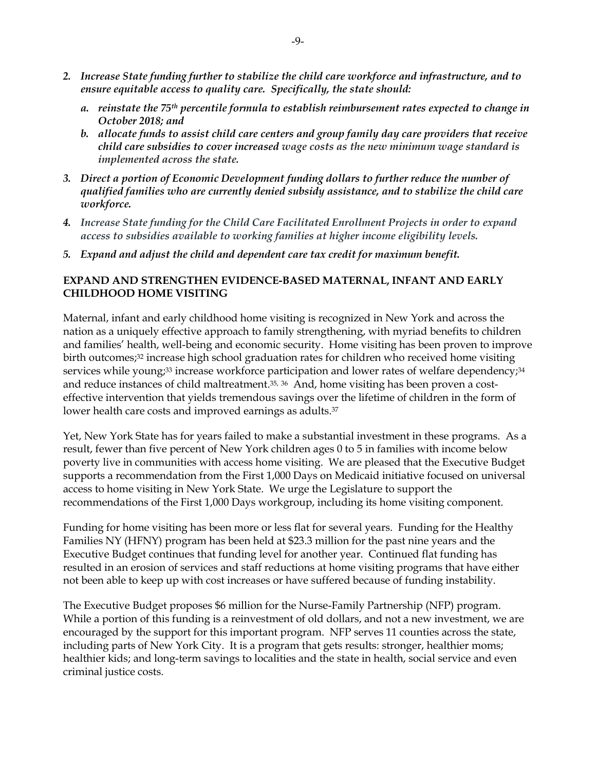2. ***Increase State funding further to stabilize the child care workforce and infrastructure, and to ensure equitable access to quality care. Specifically, the state should:***
   a. ***reinstate the 75th percentile formula to establish reimbursement rates expected to change in October 2018; and***
   b. ***allocate funds to assist child care centers and group family day care providers that receive child care subsidies to cover increased wage costs as the new minimum wage standard is implemented across the state.***
3. ***Direct a portion of Economic Development funding dollars to further reduce the number of qualified families who are currently denied subsidy assistance, and to stabilize the child care workforce.***
4. ***Increase State funding for the Child Care Facilitated Enrollment Projects in order to expand access to subsidies available to working families at higher income eligibility levels.***
5. ***Expand and adjust the child and dependent care tax credit for maximum benefit.***

**EXPAND AND STRENGTHEN EVIDENCE-BASED MATERNAL, INFANT AND EARLY CHILDHOOD HOME VISITING**

Maternal, infant and early childhood home visiting is recognized in New York and across the nation as a uniquely effective approach to family strengthening, with myriad benefits to children and families' health, well-being and economic security. Home visiting has been proven to improve birth outcomes;[32] increase high school graduation rates for children who received home visiting services while young;[33] increase workforce participation and lower rates of welfare dependency;[34] and reduce instances of child maltreatment.[35, 36] And, home visiting has been proven a cost-effective intervention that yields tremendous savings over the lifetime of children in the form of lower health care costs and improved earnings as adults.[37]

Yet, New York State has for years failed to make a substantial investment in these programs. As a result, fewer than five percent of New York children ages 0 to 5 in families with income below poverty live in communities with access home visiting. We are pleased that the Executive Budget supports a recommendation from the First 1,000 Days on Medicaid initiative focused on universal access to home visiting in New York State. We urge the Legislature to support the recommendations of the First 1,000 Days workgroup, including its home visiting component.

Funding for home visiting has been more or less flat for several years. Funding for the Healthy Families NY (HFNY) program has been held at $23.3 million for the past nine years and the Executive Budget continues that funding level for another year. Continued flat funding has resulted in an erosion of services and staff reductions at home visiting programs that have either not been able to keep up with cost increases or have suffered because of funding instability.

The Executive Budget proposes $6 million for the Nurse-Family Partnership (NFP) program. While a portion of this funding is a reinvestment of old dollars, and not a new investment, we are encouraged by the support for this important program. NFP serves 11 counties across the state, including parts of New York City. It is a program that gets results: stronger, healthier moms; healthier kids; and long-term savings to localities and the state in health, social service and even criminal justice costs.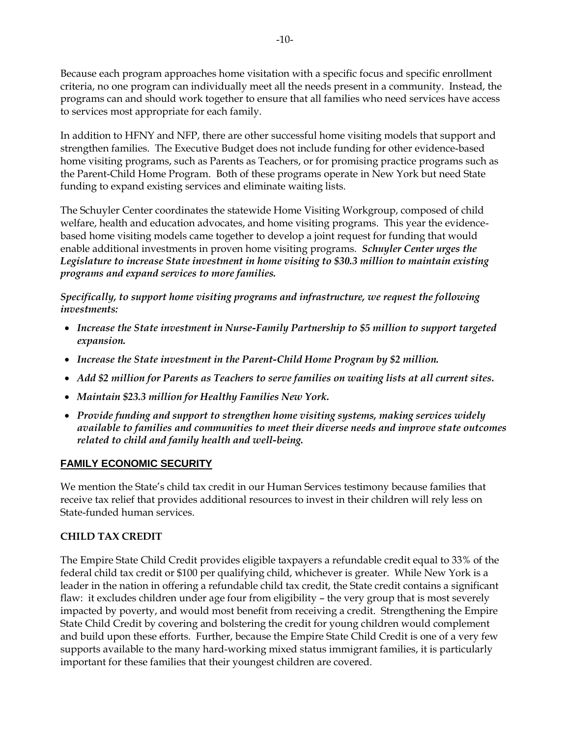Because each program approaches home visitation with a specific focus and specific enrollment criteria, no one program can individually meet all the needs present in a community. Instead, the programs can and should work together to ensure that all families who need services have access to services most appropriate for each family.

In addition to HFNY and NFP, there are other successful home visiting models that support and strengthen families. The Executive Budget does not include funding for other evidence-based home visiting programs, such as Parents as Teachers, or for promising practice programs such as the Parent-Child Home Program. Both of these programs operate in New York but need State funding to expand existing services and eliminate waiting lists.

The Schuyler Center coordinates the statewide Home Visiting Workgroup, composed of child welfare, health and education advocates, and home visiting programs. This year the evidence-based home visiting models came together to develop a joint request for funding that would enable additional investments in proven home visiting programs. ***Schuyler Center urges the Legislature to increase State investment in home visiting to $30.3 million to maintain existing programs and expand services to more families.***

***Specifically, to support home visiting programs and infrastructure, we request the following investments:***

- ***Increase the State investment in Nurse-Family Partnership to $5 million to support targeted expansion.***
- ***Increase the State investment in the Parent-Child Home Program by $2 million.***
- ***Add $2 million for Parents as Teachers to serve families on waiting lists at all current sites.***
- ***Maintain $23.3 million for Healthy Families New York.***
- ***Provide funding and support to strengthen home visiting systems, making services widely available to families and communities to meet their diverse needs and improve state outcomes related to child and family health and well-being.***

## FAMILY ECONOMIC SECURITY

We mention the State's child tax credit in our Human Services testimony because families that receive tax relief that provides additional resources to invest in their children will rely less on State-funded human services.

### CHILD TAX CREDIT

The Empire State Child Credit provides eligible taxpayers a refundable credit equal to 33% of the federal child tax credit or $100 per qualifying child, whichever is greater. While New York is a leader in the nation in offering a refundable child tax credit, the State credit contains a significant flaw: it excludes children under age four from eligibility – the very group that is most severely impacted by poverty, and would most benefit from receiving a credit. Strengthening the Empire State Child Credit by covering and bolstering the credit for young children would complement and build upon these efforts. Further, because the Empire State Child Credit is one of a very few supports available to the many hard-working mixed status immigrant families, it is particularly important for these families that their youngest children are covered.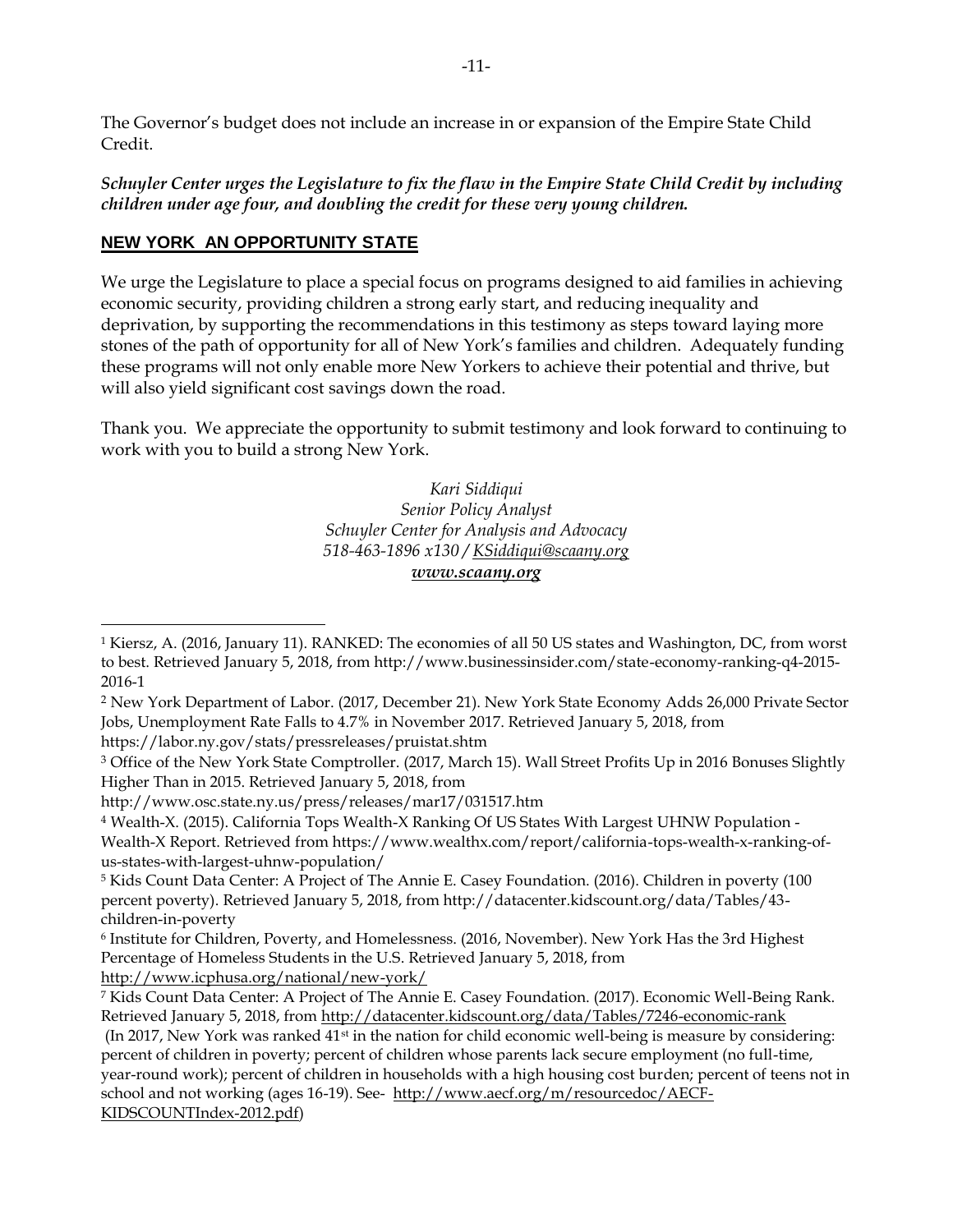The Governor's budget does not include an increase in or expansion of the Empire State Child Credit.

***Schuyler Center urges the Legislature to fix the flaw in the Empire State Child Credit by including children under age four, and doubling the credit for these very young children.***

## NEW YORK AN OPPORTUNITY STATE

We urge the Legislature to place a special focus on programs designed to aid families in achieving economic security, providing children a strong early start, and reducing inequality and deprivation, by supporting the recommendations in this testimony as steps toward laying more stones of the path of opportunity for all of New York's families and children. Adequately funding these programs will not only enable more New Yorkers to achieve their potential and thrive, but will also yield significant cost savings down the road.

Thank you. We appreciate the opportunity to submit testimony and look forward to continuing to work with you to build a strong New York.

*Kari Siddiqui*
*Senior Policy Analyst*
*Schuyler Center for Analysis and Advocacy*
*518-463-1896 x130 / KSiddiqui@scaany.org*
***www.scaany.org***

---

[1] Kiersz, A. (2016, January 11). RANKED: The economies of all 50 US states and Washington, DC, from worst to best. Retrieved January 5, 2018, from http://www.businessinsider.com/state-economy-ranking-q4-2015-2016-1

[2] New York Department of Labor. (2017, December 21). New York State Economy Adds 26,000 Private Sector Jobs, Unemployment Rate Falls to 4.7% in November 2017. Retrieved January 5, 2018, from https://labor.ny.gov/stats/pressreleases/pruistat.shtm

[3] Office of the New York State Comptroller. (2017, March 15). Wall Street Profits Up in 2016 Bonuses Slightly Higher Than in 2015. Retrieved January 5, 2018, from http://www.osc.state.ny.us/press/releases/mar17/031517.htm

[4] Wealth-X. (2015). California Tops Wealth-X Ranking Of US States With Largest UHNW Population - Wealth-X Report. Retrieved from https://www.wealthx.com/report/california-tops-wealth-x-ranking-of-us-states-with-largest-uhnw-population/

[5] Kids Count Data Center: A Project of The Annie E. Casey Foundation. (2016). Children in poverty (100 percent poverty). Retrieved January 5, 2018, from http://datacenter.kidscount.org/data/Tables/43-children-in-poverty

[6] Institute for Children, Poverty, and Homelessness. (2016, November). New York Has the 3rd Highest Percentage of Homeless Students in the U.S. Retrieved January 5, 2018, from http://www.icphusa.org/national/new-york/

[7] Kids Count Data Center: A Project of The Annie E. Casey Foundation. (2017). Economic Well-Being Rank. Retrieved January 5, 2018, from http://datacenter.kidscount.org/data/Tables/7246-economic-rank
(In 2017, New York was ranked 41st in the nation for child economic well-being is measure by considering: percent of children in poverty; percent of children whose parents lack secure employment (no full-time, year-round work); percent of children in households with a high housing cost burden; percent of teens not in school and not working (ages 16-19). See- http://www.aecf.org/m/resourcedoc/AECF-KIDSCOUNTIndex-2012.pdf)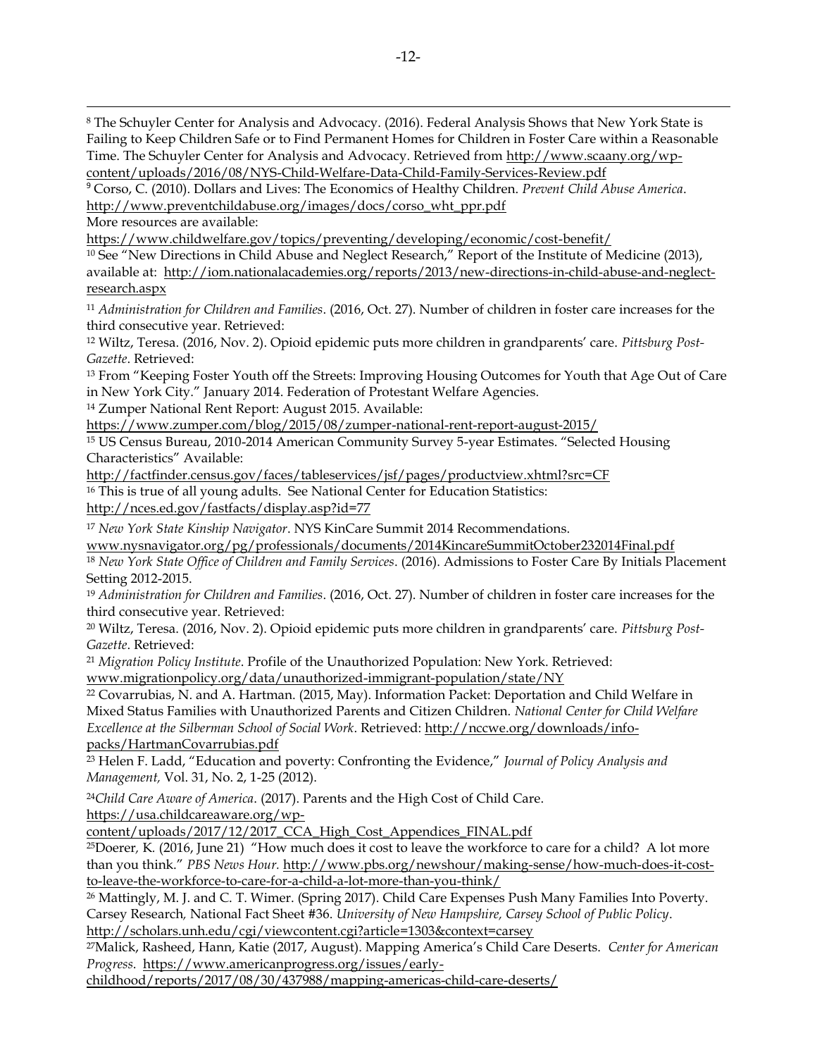[8] The Schuyler Center for Analysis and Advocacy. (2016). Federal Analysis Shows that New York State is Failing to Keep Children Safe or to Find Permanent Homes for Children in Foster Care within a Reasonable Time. The Schuyler Center for Analysis and Advocacy. Retrieved from http://www.scaany.org/wp-content/uploads/2016/08/NYS-Child-Welfare-Data-Child-Family-Services-Review.pdf

[9] Corso, C. (2010). Dollars and Lives: The Economics of Healthy Children. *Prevent Child Abuse America*. http://www.preventchildabuse.org/images/docs/corso_wht_ppr.pdf
More resources are available:
https://www.childwelfare.gov/topics/preventing/developing/economic/cost-benefit/

[10] See "New Directions in Child Abuse and Neglect Research," Report of the Institute of Medicine (2013), available at: http://iom.nationalacademies.org/reports/2013/new-directions-in-child-abuse-and-neglect-research.aspx

[11] *Administration for Children and Families*. (2016, Oct. 27). Number of children in foster care increases for the third consecutive year. Retrieved:

[12] Wiltz, Teresa. (2016, Nov. 2). Opioid epidemic puts more children in grandparents' care. *Pittsburg Post-Gazette*. Retrieved:

[13] From "Keeping Foster Youth off the Streets: Improving Housing Outcomes for Youth that Age Out of Care in New York City." January 2014. Federation of Protestant Welfare Agencies.

[14] Zumper National Rent Report: August 2015. Available:
https://www.zumper.com/blog/2015/08/zumper-national-rent-report-august-2015/

[15] US Census Bureau, 2010-2014 American Community Survey 5-year Estimates. "Selected Housing Characteristics" Available:
http://factfinder.census.gov/faces/tableservices/jsf/pages/productview.xhtml?src=CF

[16] This is true of all young adults. See National Center for Education Statistics:
http://nces.ed.gov/fastfacts/display.asp?id=77

[17] *New York State Kinship Navigator*. NYS KinCare Summit 2014 Recommendations.
www.nysnavigator.org/pg/professionals/documents/2014KincareSummitOctober232014Final.pdf

[18] *New York State Office of Children and Family Services*. (2016). Admissions to Foster Care By Initials Placement Setting 2012-2015.

[19] *Administration for Children and Families*. (2016, Oct. 27). Number of children in foster care increases for the third consecutive year. Retrieved:

[20] Wiltz, Teresa. (2016, Nov. 2). Opioid epidemic puts more children in grandparents' care. *Pittsburg Post-Gazette*. Retrieved:

[21] *Migration Policy Institute*. Profile of the Unauthorized Population: New York. Retrieved:
www.migrationpolicy.org/data/unauthorized-immigrant-population/state/NY

[22] Covarrubias, N. and A. Hartman. (2015, May). Information Packet: Deportation and Child Welfare in Mixed Status Families with Unauthorized Parents and Citizen Children. *National Center for Child Welfare Excellence at the Silberman School of Social Work*. Retrieved: http://nccwe.org/downloads/info-packs/HartmanCovarrubias.pdf

[23] Helen F. Ladd, "Education and poverty: Confronting the Evidence," *Journal of Policy Analysis and Management,* Vol. 31, No. 2, 1-25 (2012).

[24] *Child Care Aware of America*. (2017). Parents and the High Cost of Child Care.
https://usa.childcareaware.org/wp-content/uploads/2017/12/2017_CCA_High_Cost_Appendices_FINAL.pdf

[25] Doerer, K. (2016, June 21) "How much does it cost to leave the workforce to care for a child? A lot more than you think." *PBS News Hour*. http://www.pbs.org/newshour/making-sense/how-much-does-it-cost-to-leave-the-workforce-to-care-for-a-child-a-lot-more-than-you-think/

[26] Mattingly, M. J. and C. T. Wimer. (Spring 2017). Child Care Expenses Push Many Families Into Poverty. Carsey Research, National Fact Sheet #36. *University of New Hampshire, Carsey School of Public Policy*. http://scholars.unh.edu/cgi/viewcontent.cgi?article=1303&context=carsey

[27] Malick, Rasheed, Hann, Katie (2017, August). Mapping America's Child Care Deserts. *Center for American Progress*. https://www.americanprogress.org/issues/early-childhood/reports/2017/08/30/437988/mapping-americas-child-care-deserts/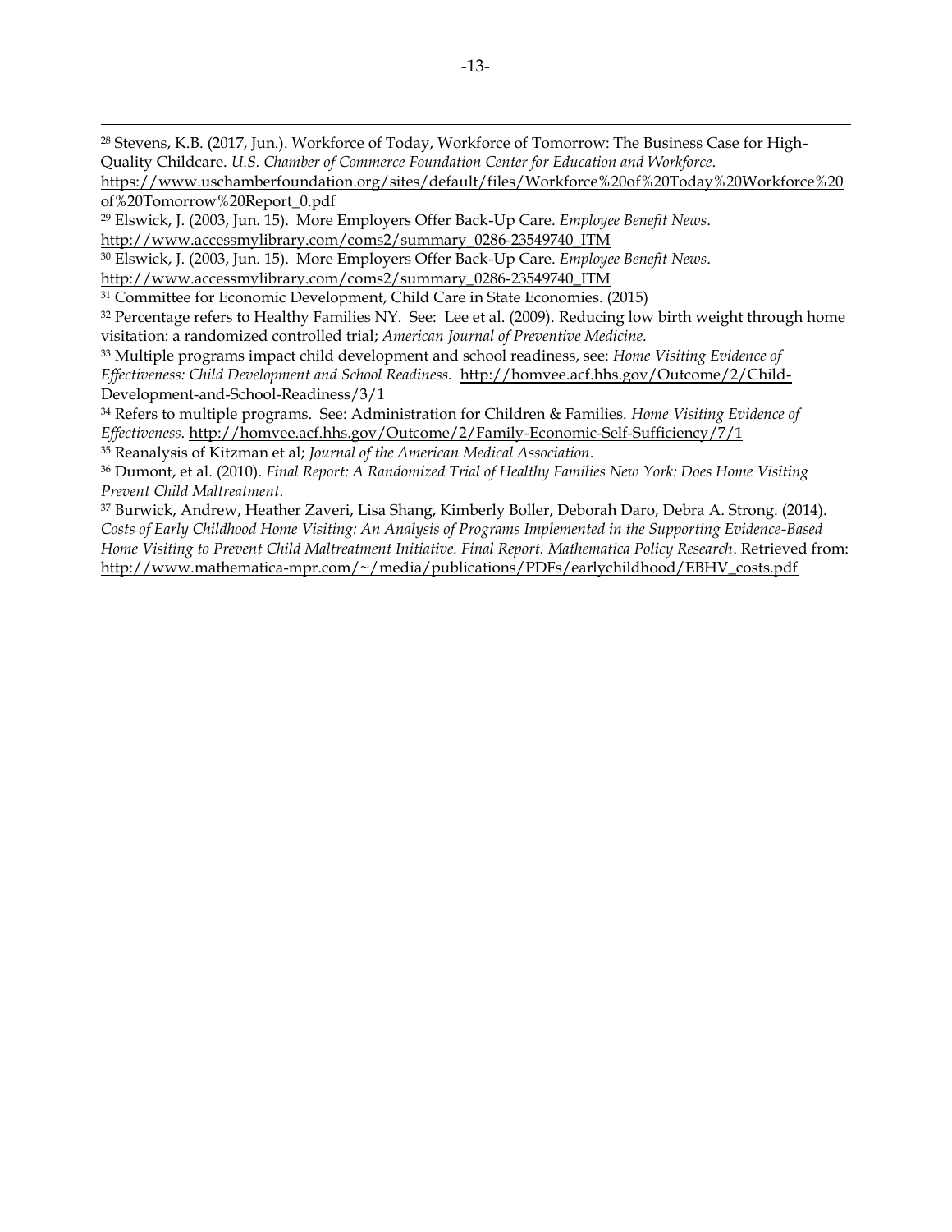[28] Stevens, K.B. (2017, Jun.). Workforce of Today, Workforce of Tomorrow: The Business Case for High-Quality Childcare. *U.S. Chamber of Commerce Foundation Center for Education and Workforce*. https://www.uschamberfoundation.org/sites/default/files/Workforce%20of%20Today%20Workforce%20of%20Tomorrow%20Report_0.pdf

[29] Elswick, J. (2003, Jun. 15). More Employers Offer Back-Up Care. *Employee Benefit News*. http://www.accessmylibrary.com/coms2/summary_0286-23549740_ITM

[30] Elswick, J. (2003, Jun. 15). More Employers Offer Back-Up Care. *Employee Benefit News*. http://www.accessmylibrary.com/coms2/summary_0286-23549740_ITM

[31] Committee for Economic Development, Child Care in State Economies. (2015)

[32] Percentage refers to Healthy Families NY. See: Lee et al. (2009). Reducing low birth weight through home visitation: a randomized controlled trial; *American Journal of Preventive Medicine*.

[33] Multiple programs impact child development and school readiness, see: *Home Visiting Evidence of Effectiveness: Child Development and School Readiness.* http://homvee.acf.hhs.gov/Outcome/2/Child-Development-and-School-Readiness/3/1

[34] Refers to multiple programs. See: Administration for Children & Families. *Home Visiting Evidence of Effectiveness*. http://homvee.acf.hhs.gov/Outcome/2/Family-Economic-Self-Sufficiency/7/1

[35] Reanalysis of Kitzman et al; *Journal of the American Medical Association*.

[36] Dumont, et al. (2010). *Final Report: A Randomized Trial of Healthy Families New York: Does Home Visiting Prevent Child Maltreatment*.

[37] Burwick, Andrew, Heather Zaveri, Lisa Shang, Kimberly Boller, Deborah Daro, Debra A. Strong. (2014). *Costs of Early Childhood Home Visiting: An Analysis of Programs Implemented in the Supporting Evidence-Based Home Visiting to Prevent Child Maltreatment Initiative. Final Report. Mathematica Policy Research*. Retrieved from: http://www.mathematica-mpr.com/~/media/publications/PDFs/earlychildhood/EBHV_costs.pdf